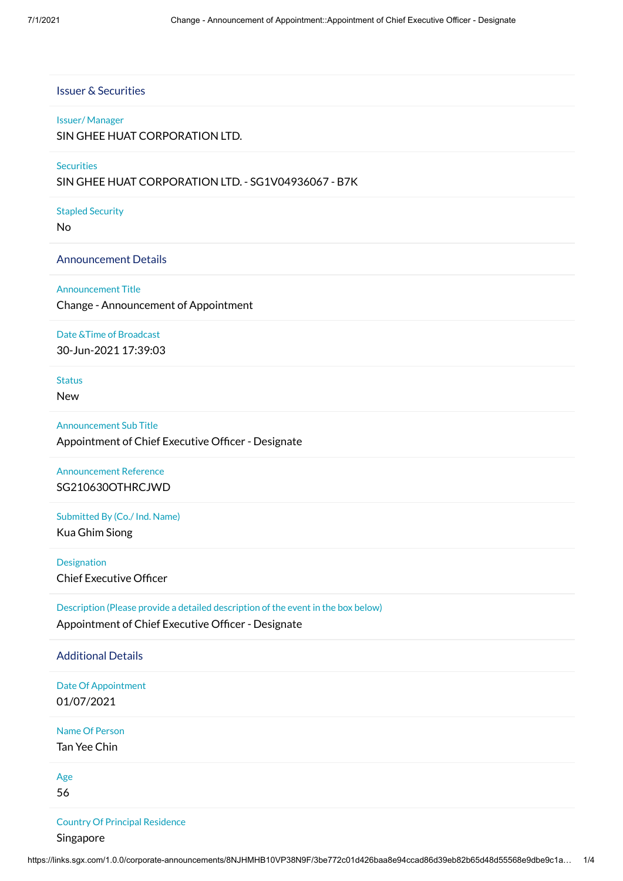## Issuer & Securities

**Issuer/ Manager**
SIN GHEE HUAT CORPORATION LTD.

**Securities**
SIN GHEE HUAT CORPORATION LTD. - SG1V04936067 - B7K

**Stapled Security**
No

## Announcement Details

**Announcement Title**
Change - Announcement of Appointment

**Date &Time of Broadcast**
30-Jun-2021 17:39:03

**Status**
New

**Announcement Sub Title**
Appointment of Chief Executive Officer - Designate

**Announcement Reference**
SG210630OTHRCJWD

**Submitted By (Co./ Ind. Name)**
Kua Ghim Siong

**Designation**
Chief Executive Officer

**Description (Please provide a detailed description of the event in the box below)**
Appointment of Chief Executive Officer - Designate

## Additional Details

**Date Of Appointment**
01/07/2021

**Name Of Person**
Tan Yee Chin

**Age**
56

**Country Of Principal Residence**
Singapore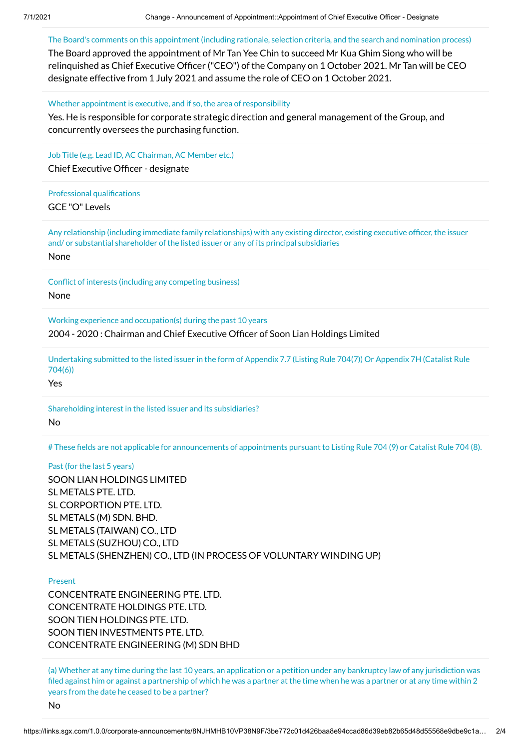The Board's comments on this appointment (including rationale, selection criteria, and the search and nomination process)

The Board approved the appointment of Mr Tan Yee Chin to succeed Mr Kua Ghim Siong who will be relinquished as Chief Executive Officer ("CEO") of the Company on 1 October 2021. Mr Tan will be CEO designate effective from 1 July 2021 and assume the role of CEO on 1 October 2021.

Whether appointment is executive, and if so, the area of responsibility

Yes. He is responsible for corporate strategic direction and general management of the Group, and concurrently oversees the purchasing function.

Job Title (e.g. Lead ID, AC Chairman, AC Member etc.)

Chief Executive Officer - designate

Professional qualifications

GCE "O" Levels

Any relationship (including immediate family relationships) with any existing director, existing executive officer, the issuer and/ or substantial shareholder of the listed issuer or any of its principal subsidiaries

None

Conflict of interests (including any competing business)

None

Working experience and occupation(s) during the past 10 years

2004 - 2020 : Chairman and Chief Executive Officer of Soon Lian Holdings Limited

Undertaking submitted to the listed issuer in the form of Appendix 7.7 (Listing Rule 704(7)) Or Appendix 7H (Catalist Rule 704(6))

Yes

Shareholding interest in the listed issuer and its subsidiaries?

No

# These fields are not applicable for announcements of appointments pursuant to Listing Rule 704 (9) or Catalist Rule 704 (8).

Past (for the last 5 years)

SOON LIAN HOLDINGS LIMITED
SL METALS PTE. LTD.
SL CORPORTION PTE. LTD.
SL METALS (M) SDN. BHD.
SL METALS (TAIWAN) CO., LTD
SL METALS (SUZHOU) CO., LTD
SL METALS (SHENZHEN) CO., LTD (IN PROCESS OF VOLUNTARY WINDING UP)

Present

CONCENTRATE ENGINEERING PTE. LTD.
CONCENTRATE HOLDINGS PTE. LTD.
SOON TIEN HOLDINGS PTE. LTD.
SOON TIEN INVESTMENTS PTE. LTD.
CONCENTRATE ENGINEERING (M) SDN BHD

(a) Whether at any time during the last 10 years, an application or a petition under any bankruptcy law of any jurisdiction was filed against him or against a partnership of which he was a partner at the time when he was a partner or at any time within 2 years from the date he ceased to be a partner?

No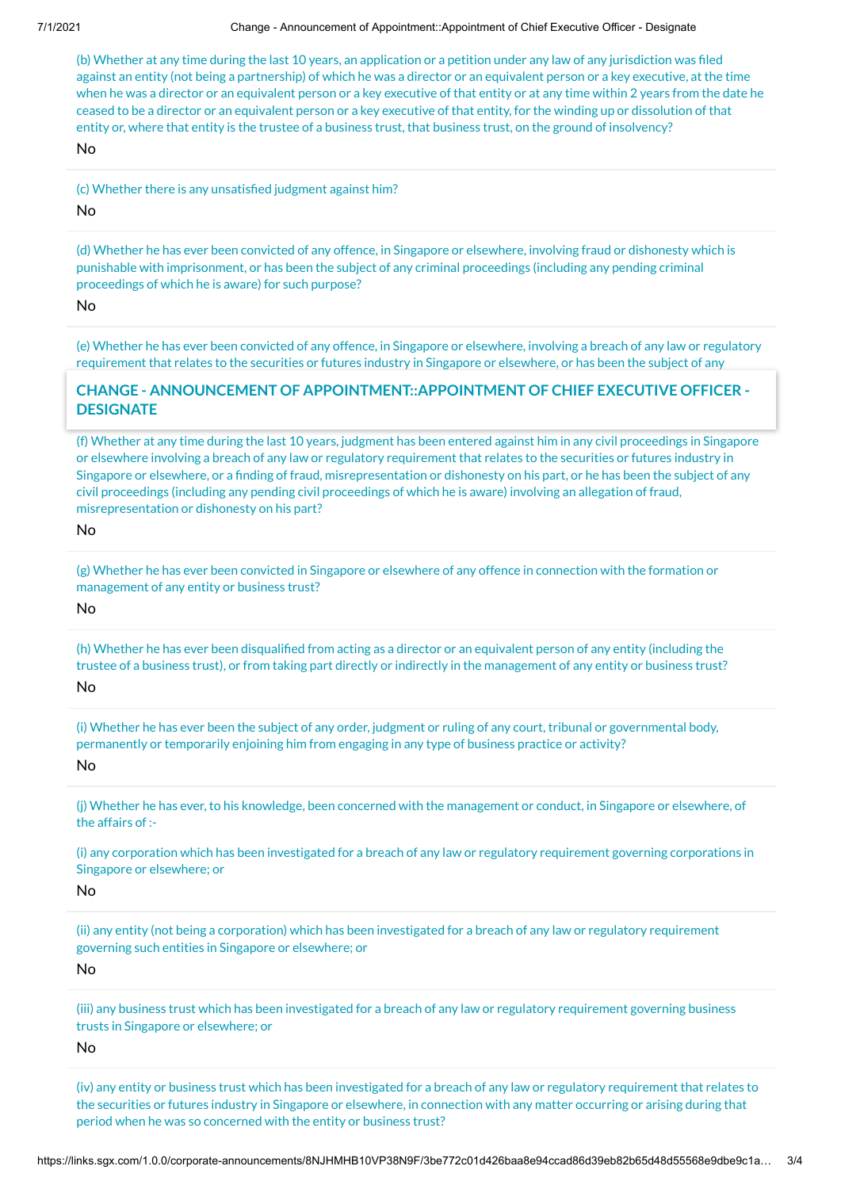(b) Whether at any time during the last 10 years, an application or a petition under any law of any jurisdiction was filed against an entity (not being a partnership) of which he was a director or an equivalent person or a key executive, at the time when he was a director or an equivalent person or a key executive of that entity or at any time within 2 years from the date he ceased to be a director or an equivalent person or a key executive of that entity, for the winding up or dissolution of that entity or, where that entity is the trustee of a business trust, that business trust, on the ground of insolvency?

No

(c) Whether there is any unsatisfied judgment against him?

No

(d) Whether he has ever been convicted of any offence, in Singapore or elsewhere, involving fraud or dishonesty which is punishable with imprisonment, or has been the subject of any criminal proceedings (including any pending criminal proceedings of which he is aware) for such purpose?

No

(e) Whether he has ever been convicted of any offence, in Singapore or elsewhere, involving a breach of any law or regulatory requirement that relates to the securities or futures industry in Singapore or elsewhere, or has been the subject of any

**CHANGE - ANNOUNCEMENT OF APPOINTMENT::APPOINTMENT OF CHIEF EXECUTIVE OFFICER - DESIGNATE**

(f) Whether at any time during the last 10 years, judgment has been entered against him in any civil proceedings in Singapore or elsewhere involving a breach of any law or regulatory requirement that relates to the securities or futures industry in Singapore or elsewhere, or a finding of fraud, misrepresentation or dishonesty on his part, or he has been the subject of any civil proceedings (including any pending civil proceedings of which he is aware) involving an allegation of fraud, misrepresentation or dishonesty on his part?

No

(g) Whether he has ever been convicted in Singapore or elsewhere of any offence in connection with the formation or management of any entity or business trust?

No

(h) Whether he has ever been disqualified from acting as a director or an equivalent person of any entity (including the trustee of a business trust), or from taking part directly or indirectly in the management of any entity or business trust?

No

(i) Whether he has ever been the subject of any order, judgment or ruling of any court, tribunal or governmental body, permanently or temporarily enjoining him from engaging in any type of business practice or activity?

No

(j) Whether he has ever, to his knowledge, been concerned with the management or conduct, in Singapore or elsewhere, of the affairs of :-

(i) any corporation which has been investigated for a breach of any law or regulatory requirement governing corporations in Singapore or elsewhere; or

No

(ii) any entity (not being a corporation) which has been investigated for a breach of any law or regulatory requirement governing such entities in Singapore or elsewhere; or

No

(iii) any business trust which has been investigated for a breach of any law or regulatory requirement governing business trusts in Singapore or elsewhere; or

No

(iv) any entity or business trust which has been investigated for a breach of any law or regulatory requirement that relates to the securities or futures industry in Singapore or elsewhere, in connection with any matter occurring or arising during that period when he was so concerned with the entity or business trust?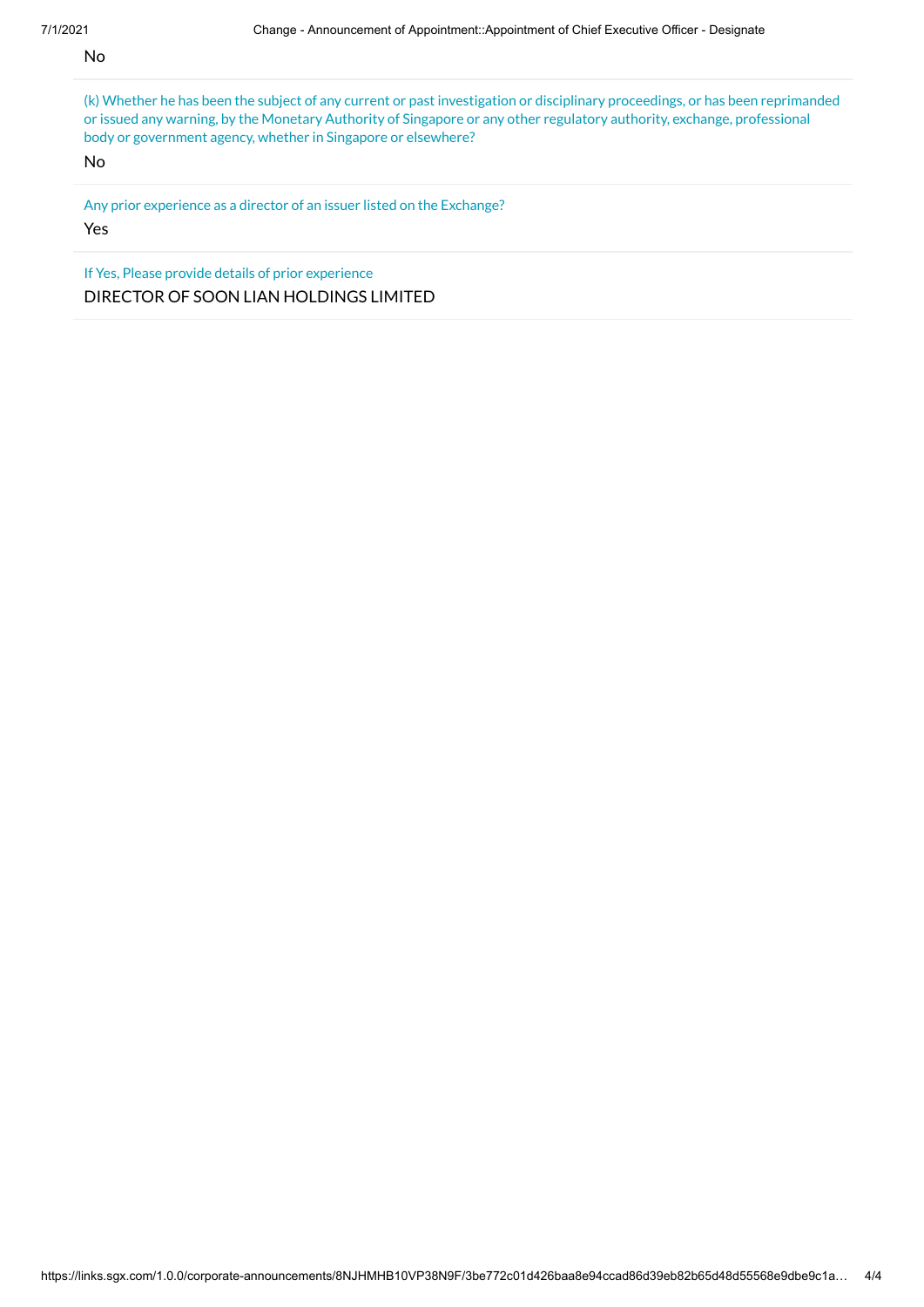No

(k) Whether he has been the subject of any current or past investigation or disciplinary proceedings, or has been reprimanded or issued any warning, by the Monetary Authority of Singapore or any other regulatory authority, exchange, professional body or government agency, whether in Singapore or elsewhere?

No

Any prior experience as a director of an issuer listed on the Exchange?

Yes

If Yes, Please provide details of prior experience

DIRECTOR OF SOON LIAN HOLDINGS LIMITED